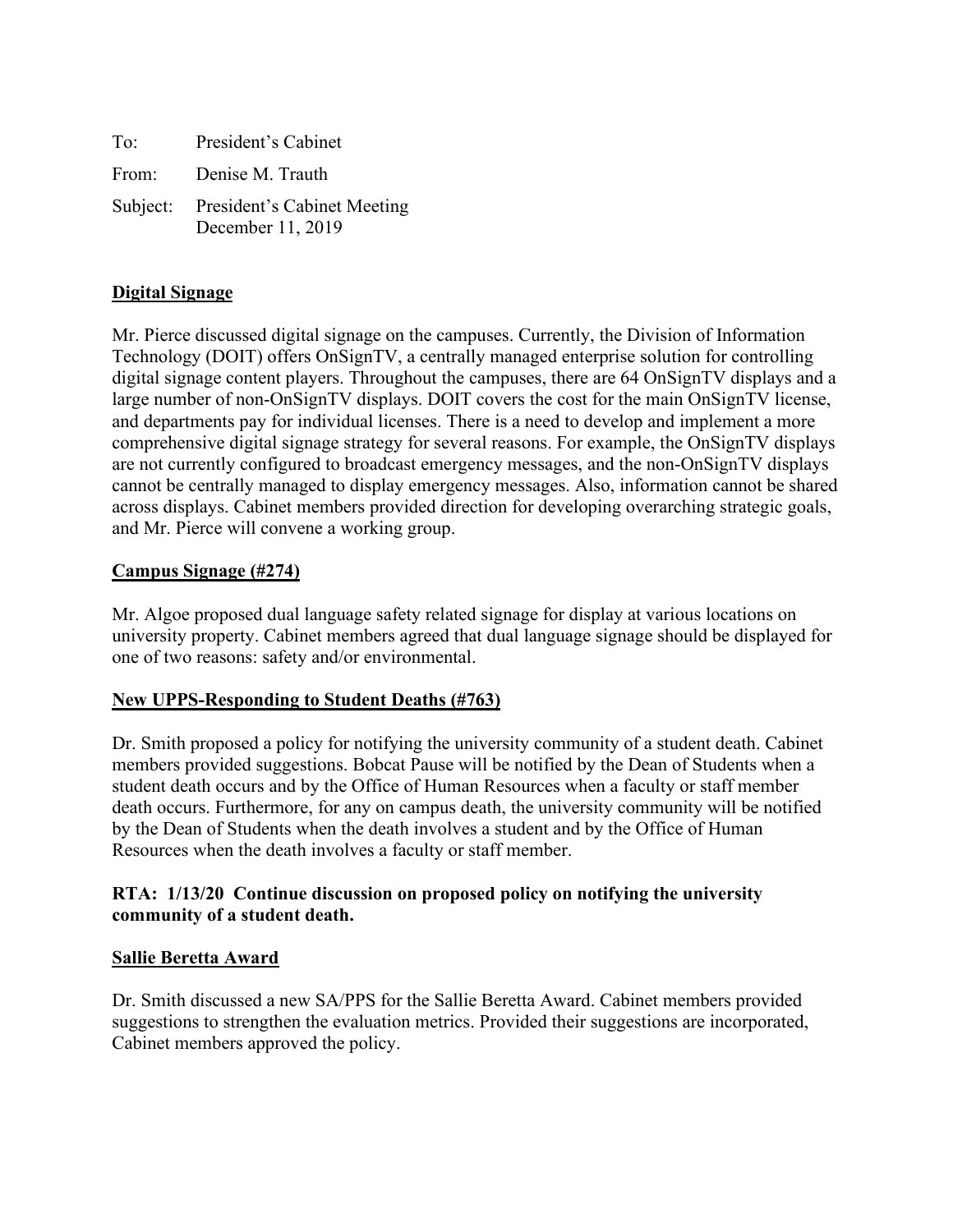To: President's Cabinet

From: Denise M. Trauth

Subject: President's Cabinet Meeting
December 11, 2019

## Digital Signage

Mr. Pierce discussed digital signage on the campuses. Currently, the Division of Information Technology (DOIT) offers OnSignTV, a centrally managed enterprise solution for controlling digital signage content players. Throughout the campuses, there are 64 OnSignTV displays and a large number of non-OnSignTV displays. DOIT covers the cost for the main OnSignTV license, and departments pay for individual licenses. There is a need to develop and implement a more comprehensive digital signage strategy for several reasons. For example, the OnSignTV displays are not currently configured to broadcast emergency messages, and the non-OnSignTV displays cannot be centrally managed to display emergency messages. Also, information cannot be shared across displays. Cabinet members provided direction for developing overarching strategic goals, and Mr. Pierce will convene a working group.

## Campus Signage (#274)

Mr. Algoe proposed dual language safety related signage for display at various locations on university property. Cabinet members agreed that dual language signage should be displayed for one of two reasons: safety and/or environmental.

## New UPPS-Responding to Student Deaths (#763)

Dr. Smith proposed a policy for notifying the university community of a student death. Cabinet members provided suggestions. Bobcat Pause will be notified by the Dean of Students when a student death occurs and by the Office of Human Resources when a faculty or staff member death occurs. Furthermore, for any on campus death, the university community will be notified by the Dean of Students when the death involves a student and by the Office of Human Resources when the death involves a faculty or staff member.

**RTA: 1/13/20 Continue discussion on proposed policy on notifying the university community of a student death.**

## Sallie Beretta Award

Dr. Smith discussed a new SA/PPS for the Sallie Beretta Award. Cabinet members provided suggestions to strengthen the evaluation metrics. Provided their suggestions are incorporated, Cabinet members approved the policy.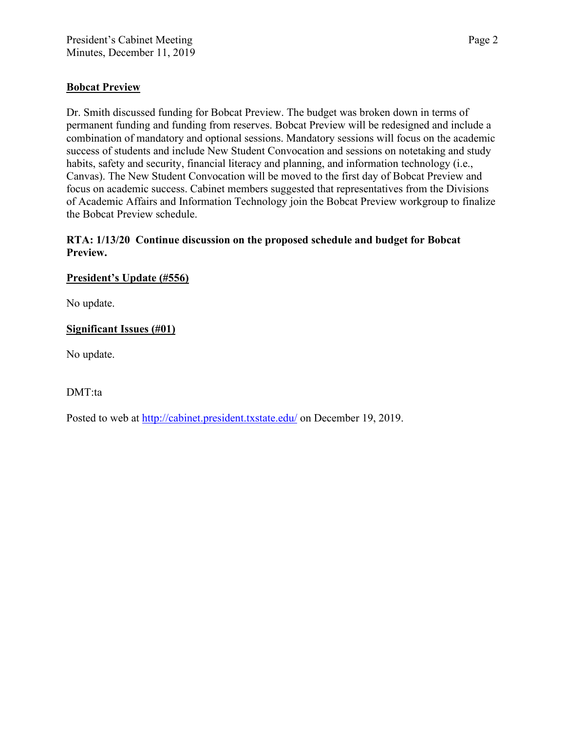**Bobcat Preview**

Dr. Smith discussed funding for Bobcat Preview. The budget was broken down in terms of permanent funding and funding from reserves. Bobcat Preview will be redesigned and include a combination of mandatory and optional sessions. Mandatory sessions will focus on the academic success of students and include New Student Convocation and sessions on notetaking and study habits, safety and security, financial literacy and planning, and information technology (i.e., Canvas). The New Student Convocation will be moved to the first day of Bobcat Preview and focus on academic success. Cabinet members suggested that representatives from the Divisions of Academic Affairs and Information Technology join the Bobcat Preview workgroup to finalize the Bobcat Preview schedule.

**RTA: 1/13/20 Continue discussion on the proposed schedule and budget for Bobcat Preview.**

**President's Update (#556)**

No update.

**Significant Issues (#01)**

No update.

DMT:ta

Posted to web at http://cabinet.president.txstate.edu/ on December 19, 2019.